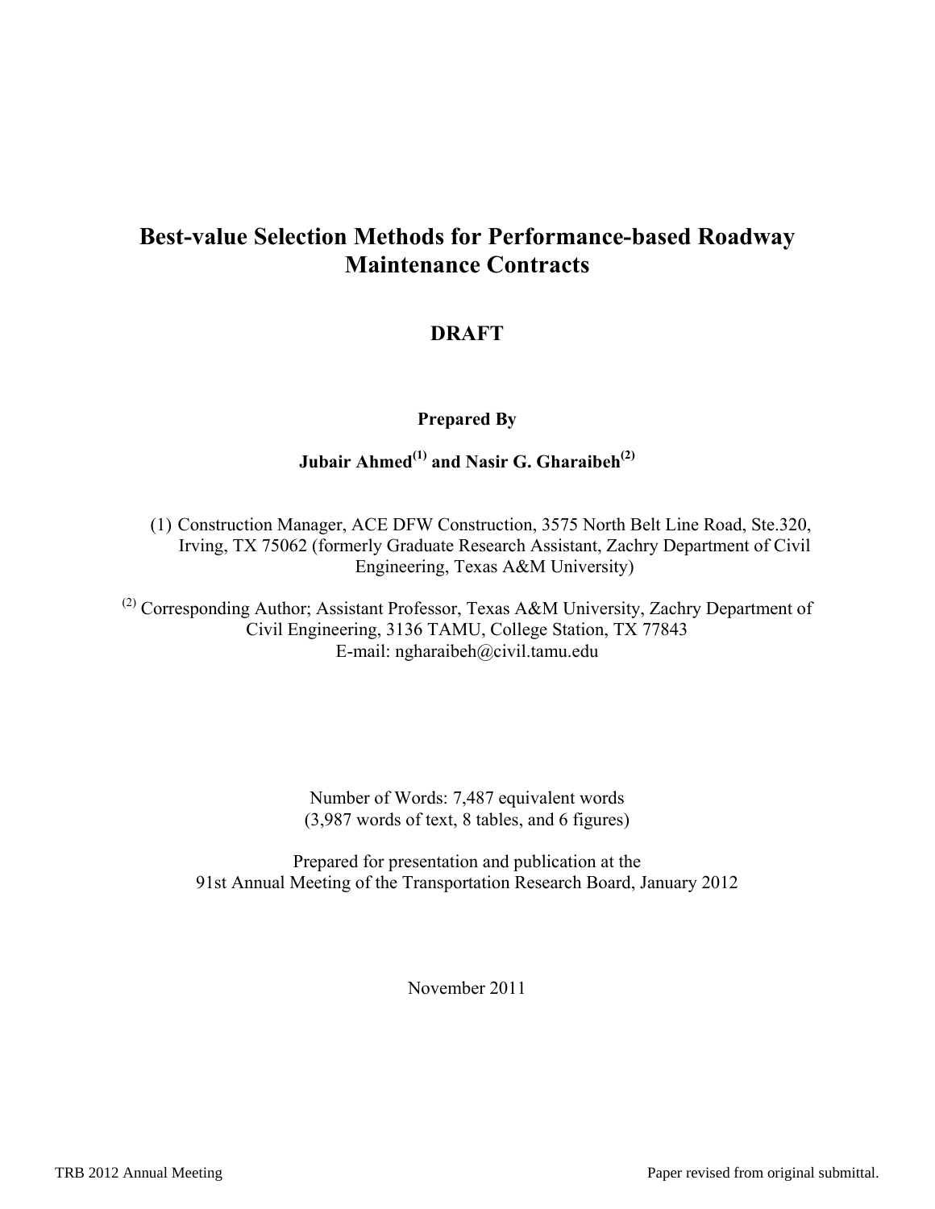# Best-value Selection Methods for Performance-based Roadway Maintenance Contracts

## DRAFT

**Prepared By**

**Jubair Ahmed[1] and Nasir G. Gharaibeh[2]**

(1) Construction Manager, ACE DFW Construction, 3575 North Belt Line Road, Ste.320, Irving, TX 75062 (formerly Graduate Research Assistant, Zachry Department of Civil Engineering, Texas A&M University)

[2] Corresponding Author; Assistant Professor, Texas A&M University, Zachry Department of Civil Engineering, 3136 TAMU, College Station, TX 77843
E-mail: ngharaibeh@civil.tamu.edu

Number of Words: 7,487 equivalent words
(3,987 words of text, 8 tables, and 6 figures)

Prepared for presentation and publication at the
91st Annual Meeting of the Transportation Research Board, January 2012

November 2011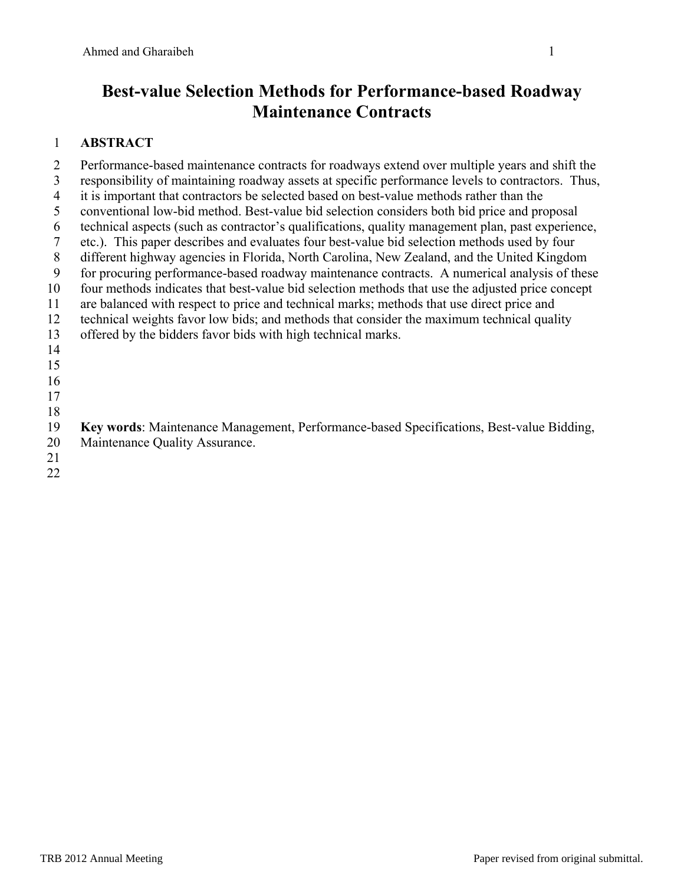# Best-value Selection Methods for Performance-based Roadway Maintenance Contracts

## ABSTRACT

Performance-based maintenance contracts for roadways extend over multiple years and shift the responsibility of maintaining roadway assets at specific performance levels to contractors. Thus, it is important that contractors be selected based on best-value methods rather than the conventional low-bid method. Best-value bid selection considers both bid price and proposal technical aspects (such as contractor's qualifications, quality management plan, past experience, etc.). This paper describes and evaluates four best-value bid selection methods used by four different highway agencies in Florida, North Carolina, New Zealand, and the United Kingdom for procuring performance-based roadway maintenance contracts. A numerical analysis of these four methods indicates that best-value bid selection methods that use the adjusted price concept are balanced with respect to price and technical marks; methods that use direct price and technical weights favor low bids; and methods that consider the maximum technical quality offered by the bidders favor bids with high technical marks.

**Key words**: Maintenance Management, Performance-based Specifications, Best-value Bidding, Maintenance Quality Assurance.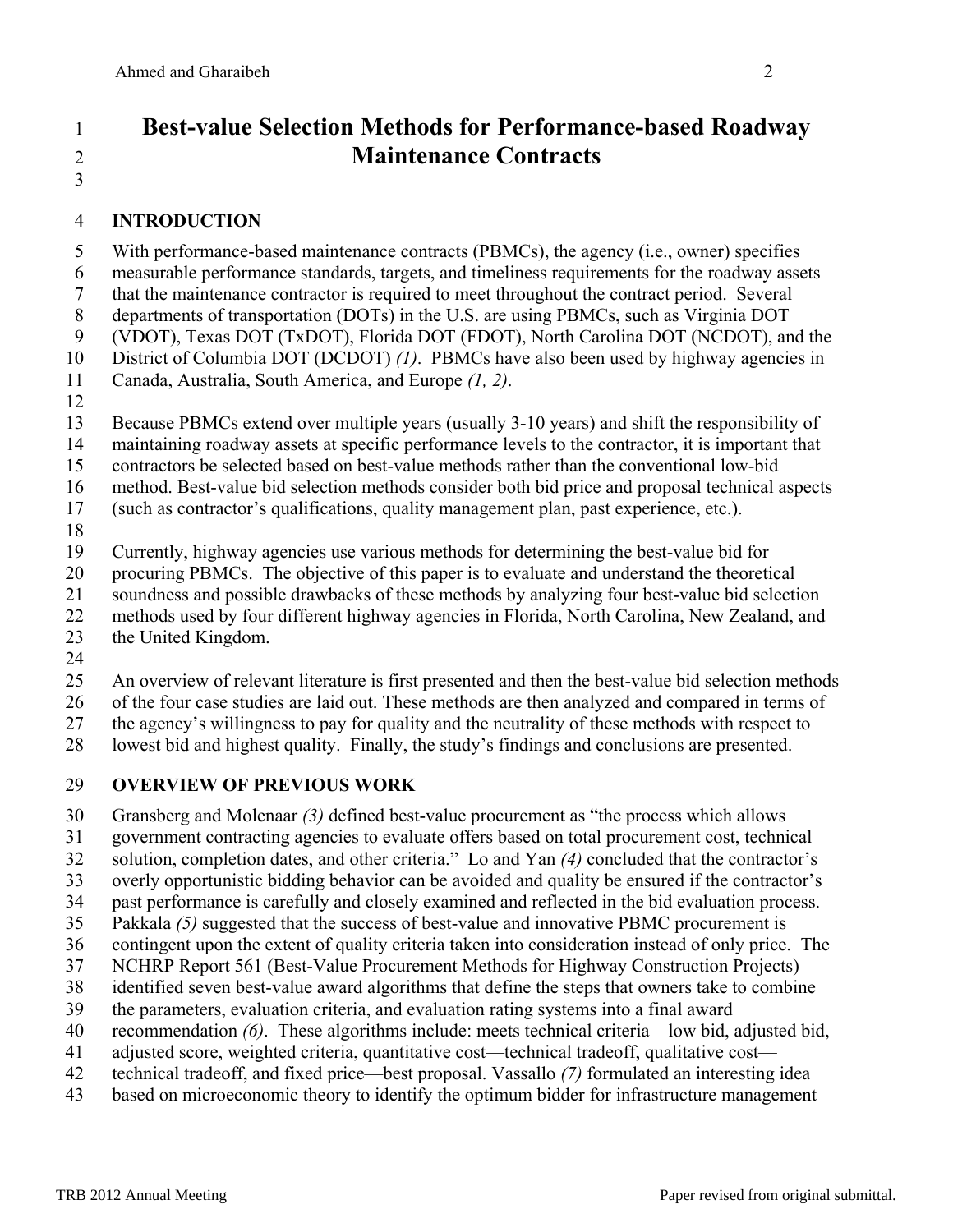# Best-value Selection Methods for Performance-based Roadway Maintenance Contracts

## INTRODUCTION

With performance-based maintenance contracts (PBMCs), the agency (i.e., owner) specifies measurable performance standards, targets, and timeliness requirements for the roadway assets that the maintenance contractor is required to meet throughout the contract period. Several departments of transportation (DOTs) in the U.S. are using PBMCs, such as Virginia DOT (VDOT), Texas DOT (TxDOT), Florida DOT (FDOT), North Carolina DOT (NCDOT), and the District of Columbia DOT (DCDOT) *(1)*. PBMCs have also been used by highway agencies in Canada, Australia, South America, and Europe *(1, 2)*.

Because PBMCs extend over multiple years (usually 3-10 years) and shift the responsibility of maintaining roadway assets at specific performance levels to the contractor, it is important that contractors be selected based on best-value methods rather than the conventional low-bid method. Best-value bid selection methods consider both bid price and proposal technical aspects (such as contractor's qualifications, quality management plan, past experience, etc.).

Currently, highway agencies use various methods for determining the best-value bid for procuring PBMCs. The objective of this paper is to evaluate and understand the theoretical soundness and possible drawbacks of these methods by analyzing four best-value bid selection methods used by four different highway agencies in Florida, North Carolina, New Zealand, and the United Kingdom.

An overview of relevant literature is first presented and then the best-value bid selection methods of the four case studies are laid out. These methods are then analyzed and compared in terms of the agency's willingness to pay for quality and the neutrality of these methods with respect to lowest bid and highest quality. Finally, the study's findings and conclusions are presented.

## OVERVIEW OF PREVIOUS WORK

Gransberg and Molenaar *(3)* defined best-value procurement as "the process which allows government contracting agencies to evaluate offers based on total procurement cost, technical solution, completion dates, and other criteria." Lo and Yan *(4)* concluded that the contractor's overly opportunistic bidding behavior can be avoided and quality be ensured if the contractor's past performance is carefully and closely examined and reflected in the bid evaluation process. Pakkala *(5)* suggested that the success of best-value and innovative PBMC procurement is contingent upon the extent of quality criteria taken into consideration instead of only price. The NCHRP Report 561 (Best-Value Procurement Methods for Highway Construction Projects) identified seven best-value award algorithms that define the steps that owners take to combine the parameters, evaluation criteria, and evaluation rating systems into a final award recommendation *(6)*. These algorithms include: meets technical criteria—low bid, adjusted bid, adjusted score, weighted criteria, quantitative cost—technical tradeoff, qualitative cost—technical tradeoff, and fixed price—best proposal. Vassallo *(7)* formulated an interesting idea based on microeconomic theory to identify the optimum bidder for infrastructure management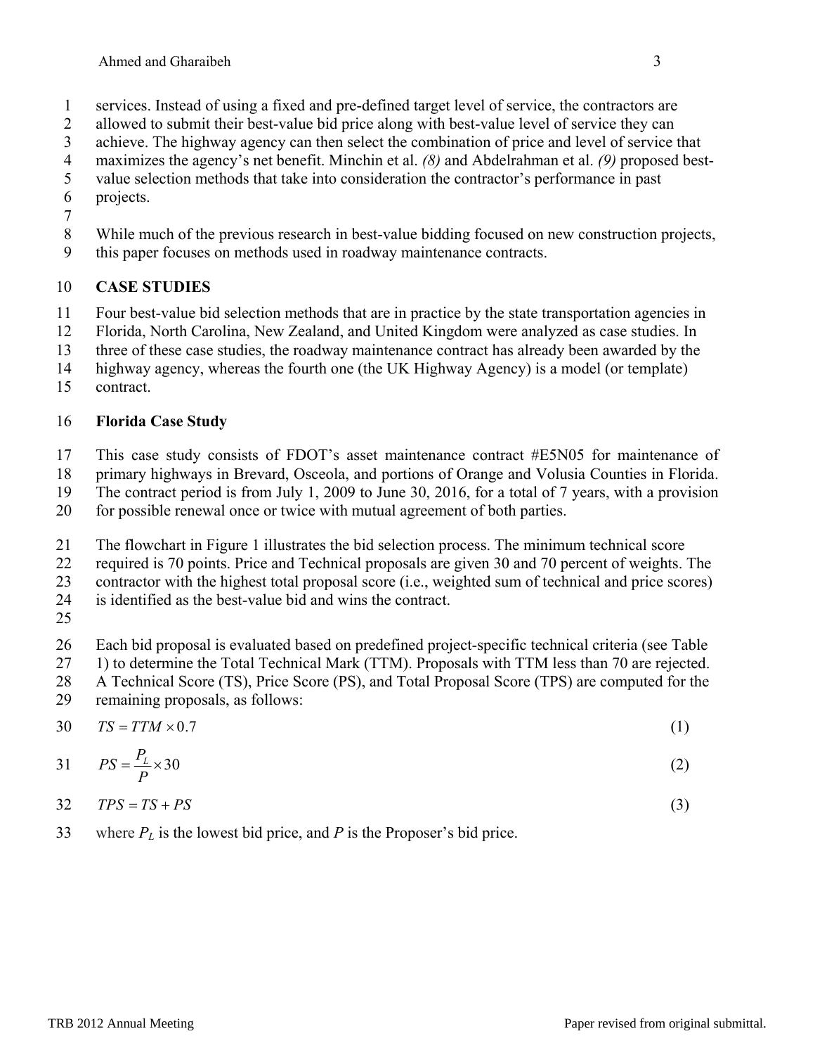services. Instead of using a fixed and pre-defined target level of service, the contractors are allowed to submit their best-value bid price along with best-value level of service they can achieve. The highway agency can then select the combination of price and level of service that maximizes the agency's net benefit. Minchin et al. *(8)* and Abdelrahman et al. *(9)* proposed best-value selection methods that take into consideration the contractor's performance in past projects.

While much of the previous research in best-value bidding focused on new construction projects, this paper focuses on methods used in roadway maintenance contracts.

## CASE STUDIES

Four best-value bid selection methods that are in practice by the state transportation agencies in Florida, North Carolina, New Zealand, and United Kingdom were analyzed as case studies. In three of these case studies, the roadway maintenance contract has already been awarded by the highway agency, whereas the fourth one (the UK Highway Agency) is a model (or template) contract.

### Florida Case Study

This case study consists of FDOT's asset maintenance contract #E5N05 for maintenance of primary highways in Brevard, Osceola, and portions of Orange and Volusia Counties in Florida. The contract period is from July 1, 2009 to June 30, 2016, for a total of 7 years, with a provision for possible renewal once or twice with mutual agreement of both parties.

The flowchart in Figure 1 illustrates the bid selection process. The minimum technical score required is 70 points. Price and Technical proposals are given 30 and 70 percent of weights. The contractor with the highest total proposal score (i.e., weighted sum of technical and price scores) is identified as the best-value bid and wins the contract.

Each bid proposal is evaluated based on predefined project-specific technical criteria (see Table 1) to determine the Total Technical Mark (TTM). Proposals with TTM less than 70 are rejected. A Technical Score (TS), Price Score (PS), and Total Proposal Score (TPS) are computed for the remaining proposals, as follows:

$$TS = TTM \times 0.7 \tag{1}$$

$$PS = \frac{P_L}{P} \times 30 \tag{2}$$

$$TPS = TS + PS \tag{3}$$

where $P_L$ is the lowest bid price, and $P$ is the Proposer's bid price.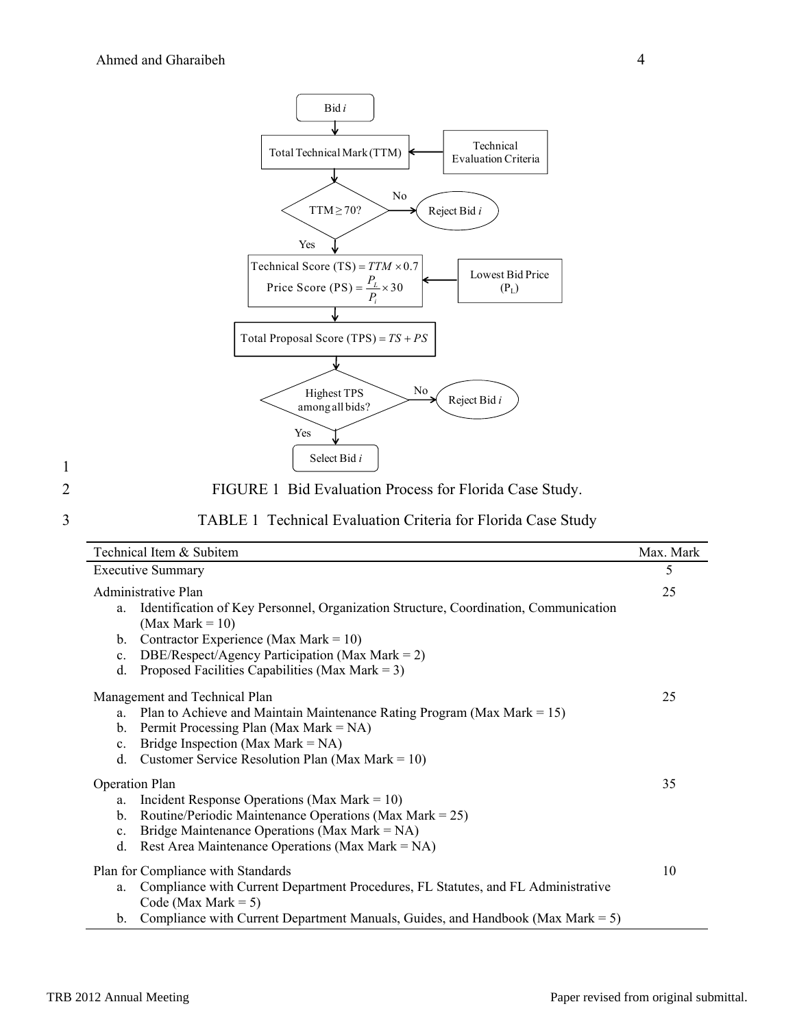FIGURE 1 Bid Evaluation Process for Florida Case Study.

TABLE 1 Technical Evaluation Criteria for Florida Case Study

| Technical Item & Subitem | Max. Mark |
|---|---|
| Executive Summary | 5 |
| Administrative Plan<br>a. Identification of Key Personnel, Organization Structure, Coordination, Communication (Max Mark = 10)<br>b. Contractor Experience (Max Mark = 10)<br>c. DBE/Respect/Agency Participation (Max Mark = 2)<br>d. Proposed Facilities Capabilities (Max Mark = 3) | 25 |
| Management and Technical Plan<br>a. Plan to Achieve and Maintain Maintenance Rating Program (Max Mark = 15)<br>b. Permit Processing Plan (Max Mark = NA)<br>c. Bridge Inspection (Max Mark = NA)<br>d. Customer Service Resolution Plan (Max Mark = 10) | 25 |
| Operation Plan<br>a. Incident Response Operations (Max Mark = 10)<br>b. Routine/Periodic Maintenance Operations (Max Mark = 25)<br>c. Bridge Maintenance Operations (Max Mark = NA)<br>d. Rest Area Maintenance Operations (Max Mark = NA) | 35 |
| Plan for Compliance with Standards<br>a. Compliance with Current Department Procedures, FL Statutes, and FL Administrative Code (Max Mark = 5)<br>b. Compliance with Current Department Manuals, Guides, and Handbook (Max Mark = 5) | 10 |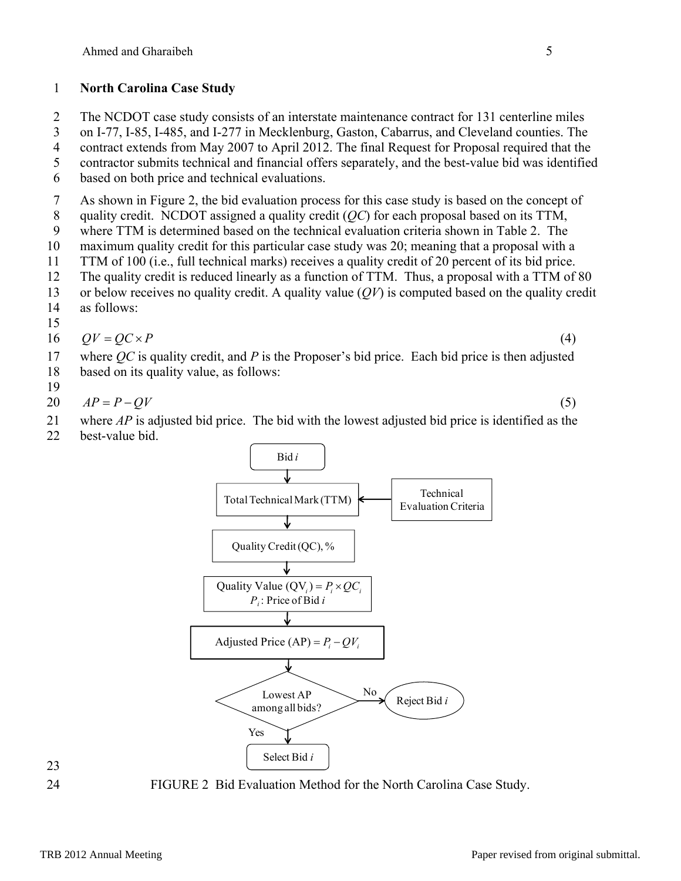## North Carolina Case Study

The NCDOT case study consists of an interstate maintenance contract for 131 centerline miles on I-77, I-85, I-485, and I-277 in Mecklenburg, Gaston, Cabarrus, and Cleveland counties. The contract extends from May 2007 to April 2012. The final Request for Proposal required that the contractor submits technical and financial offers separately, and the best-value bid was identified based on both price and technical evaluations.

As shown in Figure 2, the bid evaluation process for this case study is based on the concept of quality credit. NCDOT assigned a quality credit (*QC*) for each proposal based on its TTM, where TTM is determined based on the technical evaluation criteria shown in Table 2. The maximum quality credit for this particular case study was 20; meaning that a proposal with a TTM of 100 (i.e., full technical marks) receives a quality credit of 20 percent of its bid price. The quality credit is reduced linearly as a function of TTM. Thus, a proposal with a TTM of 80 or below receives no quality credit. A quality value (*QV*) is computed based on the quality credit as follows:

$$QV = QC \times P \tag{4}$$

where *QC* is quality credit, and *P* is the Proposer's bid price. Each bid price is then adjusted based on its quality value, as follows:

$$AP = P - QV \tag{5}$$

where *AP* is adjusted bid price. The bid with the lowest adjusted bid price is identified as the best-value bid.

FIGURE 2 Bid Evaluation Method for the North Carolina Case Study.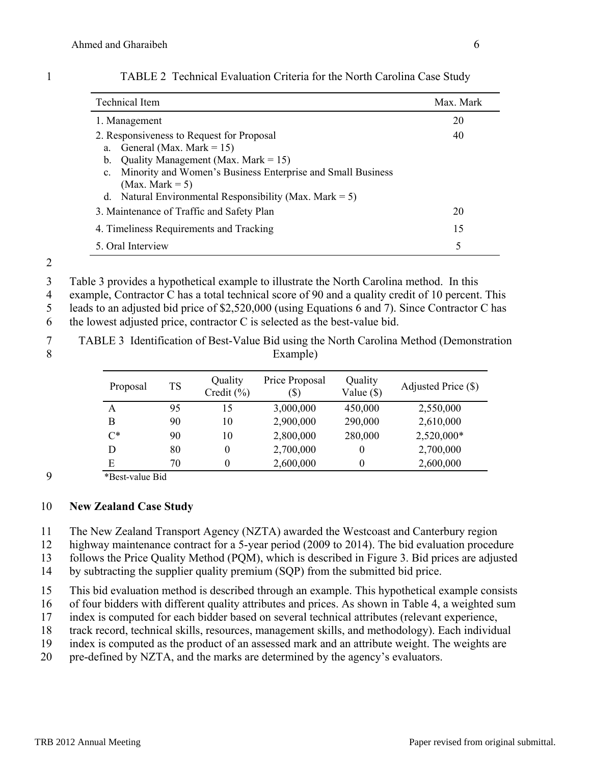TABLE 2 Technical Evaluation Criteria for the North Carolina Case Study

| Technical Item | Max. Mark |
|---|---|
| 1. Management | 20 |
| 2. Responsiveness to Request for Proposal<br>a. General (Max. Mark = 15)<br>b. Quality Management (Max. Mark = 15)<br>c. Minority and Women's Business Enterprise and Small Business (Max. Mark = 5)<br>d. Natural Environmental Responsibility (Max. Mark = 5) | 40 |
| 3. Maintenance of Traffic and Safety Plan | 20 |
| 4. Timeliness Requirements and Tracking | 15 |
| 5. Oral Interview | 5 |

Table 3 provides a hypothetical example to illustrate the North Carolina method. In this example, Contractor C has a total technical score of 90 and a quality credit of 10 percent. This leads to an adjusted bid price of $2,520,000 (using Equations 6 and 7). Since Contractor C has the lowest adjusted price, contractor C is selected as the best-value bid.

TABLE 3 Identification of Best-Value Bid using the North Carolina Method (Demonstration Example)

| Proposal | TS | Quality Credit (%) | Price Proposal ($) | Quality Value ($) | Adjusted Price ($) |
|---|---|---|---|---|---|
| A | 95 | 15 | 3,000,000 | 450,000 | 2,550,000 |
| B | 90 | 10 | 2,900,000 | 290,000 | 2,610,000 |
| C* | 90 | 10 | 2,800,000 | 280,000 | 2,520,000* |
| D | 80 | 0 | 2,700,000 | 0 | 2,700,000 |
| E | 70 | 0 | 2,600,000 | 0 | 2,600,000 |

*Best-value Bid

## New Zealand Case Study

The New Zealand Transport Agency (NZTA) awarded the Westcoast and Canterbury region highway maintenance contract for a 5-year period (2009 to 2014). The bid evaluation procedure follows the Price Quality Method (PQM), which is described in Figure 3. Bid prices are adjusted by subtracting the supplier quality premium (SQP) from the submitted bid price.

This bid evaluation method is described through an example. This hypothetical example consists of four bidders with different quality attributes and prices. As shown in Table 4, a weighted sum index is computed for each bidder based on several technical attributes (relevant experience, track record, technical skills, resources, management skills, and methodology). Each individual index is computed as the product of an assessed mark and an attribute weight. The weights are pre-defined by NZTA, and the marks are determined by the agency's evaluators.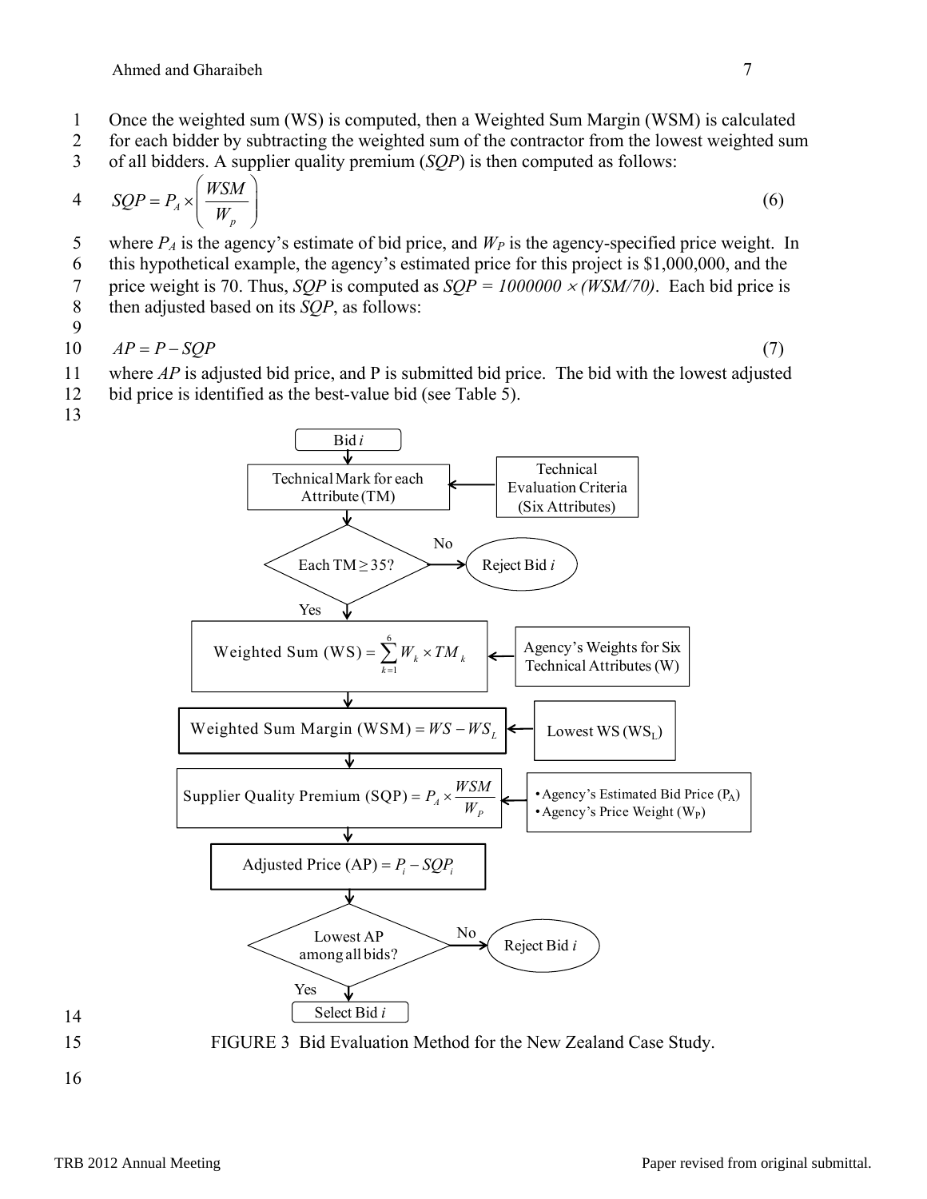Once the weighted sum (WS) is computed, then a Weighted Sum Margin (WSM) is calculated for each bidder by subtracting the weighted sum of the contractor from the lowest weighted sum of all bidders. A supplier quality premium (*SQP*) is then computed as follows:

$$SQP = P_A \times \left( \frac{WSM}{W_p} \right) \quad (6)$$

where $P_A$ is the agency's estimate of bid price, and $W_P$ is the agency-specified price weight. In this hypothetical example, the agency's estimated price for this project is \$1,000,000, and the price weight is 70. Thus, *SQP* is computed as $SQP = 1000000 \times (WSM/70)$. Each bid price is then adjusted based on its *SQP*, as follows:

$$AP = P - SQP \quad (7)$$

where *AP* is adjusted bid price, and P is submitted bid price. The bid with the lowest adjusted bid price is identified as the best-value bid (see Table 5).

FIGURE 3 Bid Evaluation Method for the New Zealand Case Study.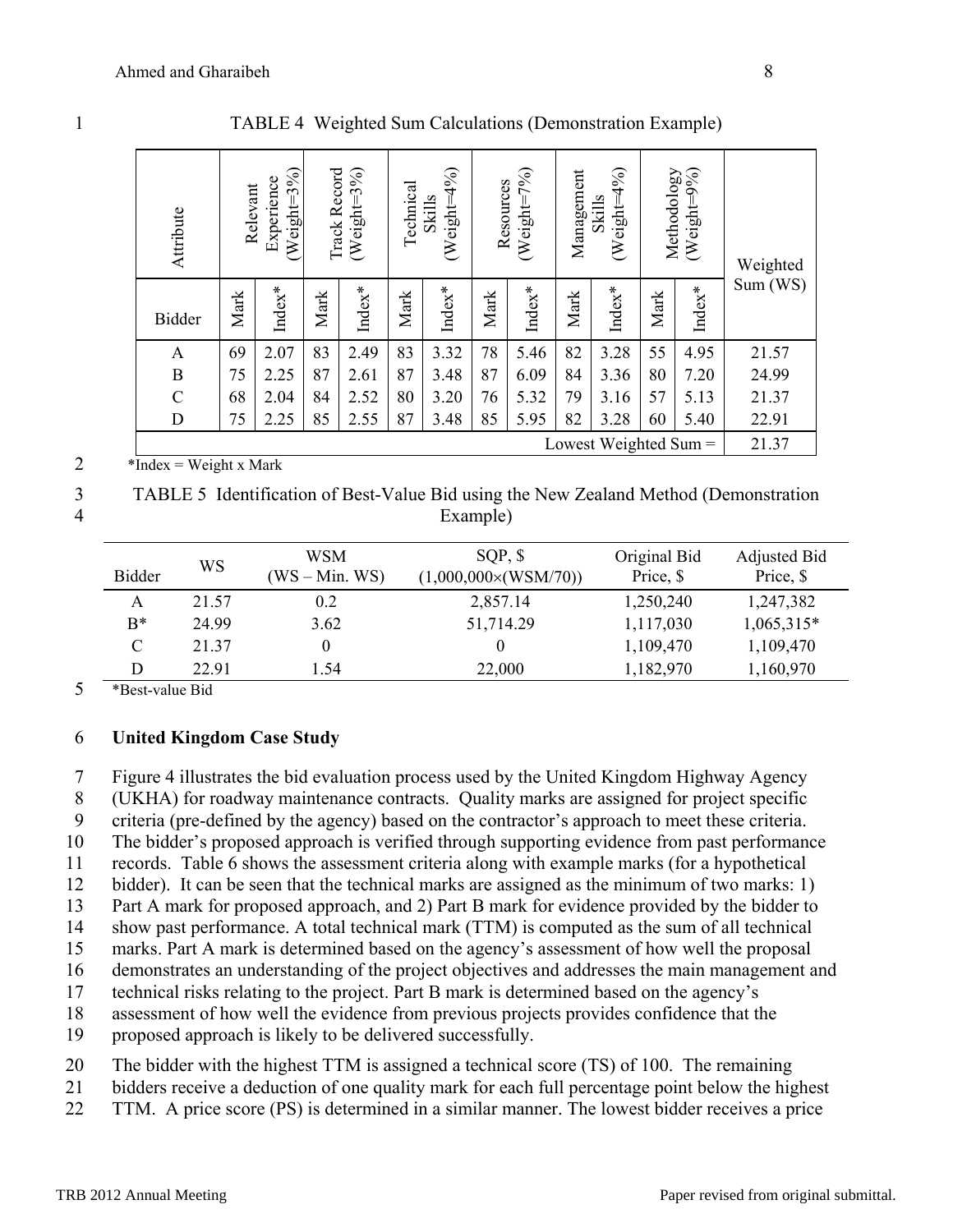TABLE 4 Weighted Sum Calculations (Demonstration Example)

| Attribute | Relevant Experience (Weight=3%) | | Track Record (Weight=3%) | | Technical Skills (Weight=4%) | | Resources (Weight=7%) | | Management Skills (Weight=4%) | | Methodology (Weight=9%) | | Weighted Sum (WS) |
|---|---|---|---|---|---|---|---|---|---|---|---|---|---|
| Bidder | Mark | Index* | Mark | Index* | Mark | Index* | Mark | Index* | Mark | Index* | Mark | Index* | |
| A | 69 | 2.07 | 83 | 2.49 | 83 | 3.32 | 78 | 5.46 | 82 | 3.28 | 55 | 4.95 | 21.57 |
| B | 75 | 2.25 | 87 | 2.61 | 87 | 3.48 | 87 | 6.09 | 84 | 3.36 | 80 | 7.20 | 24.99 |
| C | 68 | 2.04 | 84 | 2.52 | 80 | 3.20 | 76 | 5.32 | 79 | 3.16 | 57 | 5.13 | 21.37 |
| D | 75 | 2.25 | 85 | 2.55 | 87 | 3.48 | 85 | 5.95 | 82 | 3.28 | 60 | 5.40 | 22.91 |
| Lowest Weighted Sum = | | | | | | | | | | | | | 21.37 |

*Index = Weight x Mark

TABLE 5 Identification of Best-Value Bid using the New Zealand Method (Demonstration Example)

| Bidder | WS | WSM (WS – Min. WS) | SQP, \$ (1,000,000×(WSM/70)) | Original Bid Price, \$ | Adjusted Bid Price, \$ |
|---|---|---|---|---|---|
| A | 21.57 | 0.2 | 2,857.14 | 1,250,240 | 1,247,382 |
| B* | 24.99 | 3.62 | 51,714.29 | 1,117,030 | 1,065,315* |
| C | 21.37 | 0 | 0 | 1,109,470 | 1,109,470 |
| D | 22.91 | 1.54 | 22,000 | 1,182,970 | 1,160,970 |

*Best-value Bid

## United Kingdom Case Study

Figure 4 illustrates the bid evaluation process used by the United Kingdom Highway Agency (UKHA) for roadway maintenance contracts. Quality marks are assigned for project specific criteria (pre-defined by the agency) based on the contractor's approach to meet these criteria. The bidder's proposed approach is verified through supporting evidence from past performance records. Table 6 shows the assessment criteria along with example marks (for a hypothetical bidder). It can be seen that the technical marks are assigned as the minimum of two marks: 1) Part A mark for proposed approach, and 2) Part B mark for evidence provided by the bidder to show past performance. A total technical mark (TTM) is computed as the sum of all technical marks. Part A mark is determined based on the agency's assessment of how well the proposal demonstrates an understanding of the project objectives and addresses the main management and technical risks relating to the project. Part B mark is determined based on the agency's assessment of how well the evidence from previous projects provides confidence that the proposed approach is likely to be delivered successfully.

The bidder with the highest TTM is assigned a technical score (TS) of 100. The remaining bidders receive a deduction of one quality mark for each full percentage point below the highest TTM. A price score (PS) is determined in a similar manner. The lowest bidder receives a price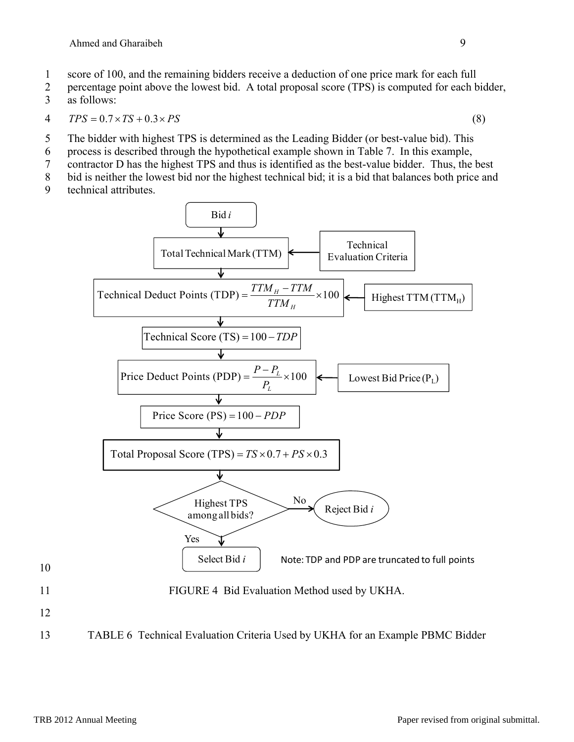score of 100, and the remaining bidders receive a deduction of one price mark for each full percentage point above the lowest bid. A total proposal score (TPS) is computed for each bidder, as follows:

$$TPS = 0.7 \times TS + 0.3 \times PS \tag{8}$$

The bidder with highest TPS is determined as the Leading Bidder (or best-value bid). This process is described through the hypothetical example shown in Table 7. In this example, contractor D has the highest TPS and thus is identified as the best-value bidder. Thus, the best bid is neither the lowest bid nor the highest technical bid; it is a bid that balances both price and technical attributes.

Bid *i*

→ Total Technical Mark (TTM) ← Technical Evaluation Criteria

→ Technical Deduct Points (TDP) $= \dfrac{TTM_H - TTM}{TTM_H} \times 100$ ← Highest TTM ($TTM_H$)

→ Technical Score (TS) $= 100 - TDP$

→ Price Deduct Points (PDP) $= \dfrac{P - P_L}{P_L} \times 100$ ← Lowest Bid Price ($P_L$)

→ Price Score (PS) $= 100 - PDP$

→ Total Proposal Score (TPS) $= TS \times 0.7 + PS \times 0.3$

→ Highest TPS among all bids? — No → Reject Bid *i*; Yes → Select Bid *i*

Note: TDP and PDP are truncated to full points

FIGURE 4 Bid Evaluation Method used by UKHA.

TABLE 6 Technical Evaluation Criteria Used by UKHA for an Example PBMC Bidder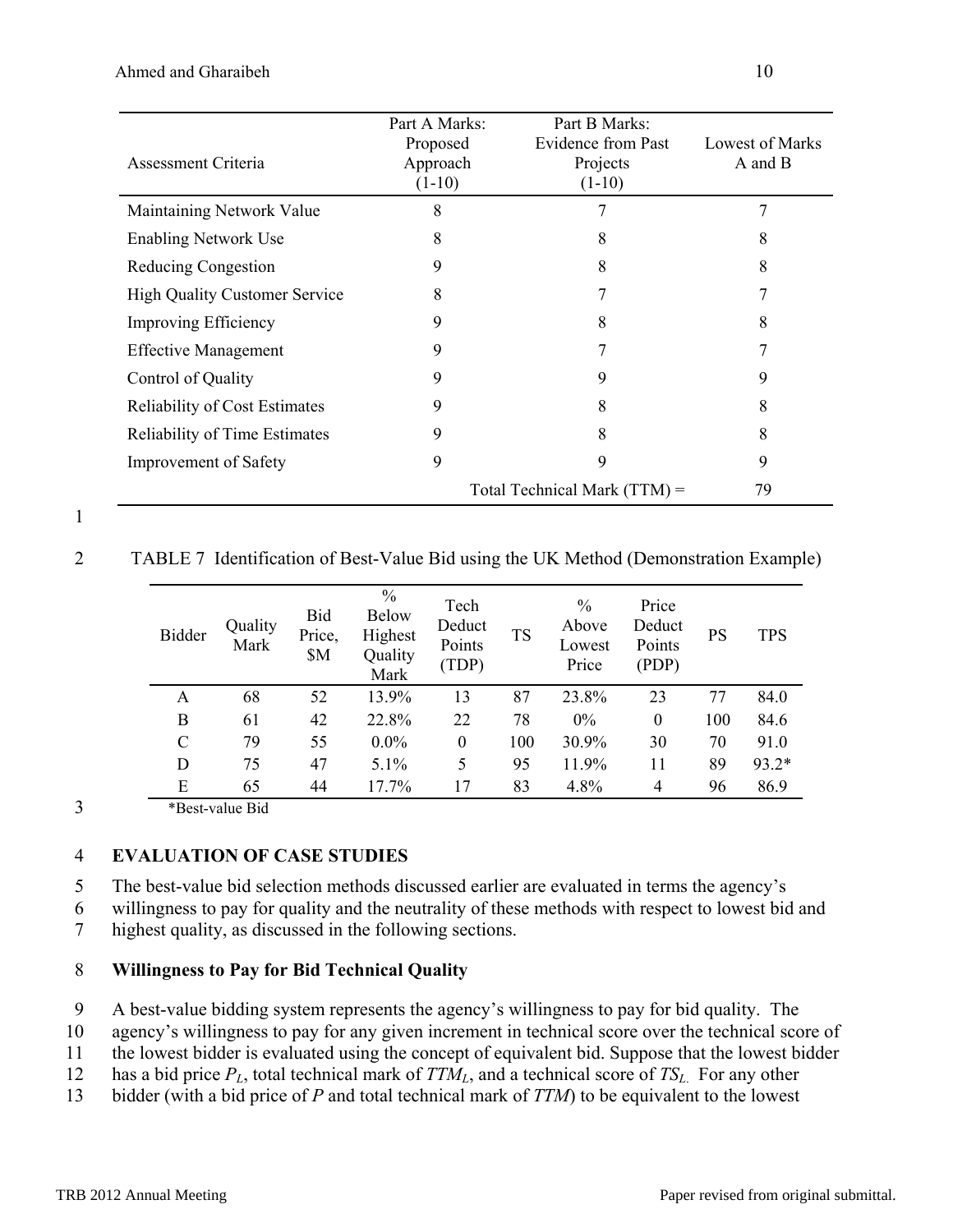| Assessment Criteria | Part A Marks: Proposed Approach (1-10) | Part B Marks: Evidence from Past Projects (1-10) | Lowest of Marks A and B |
|---|---|---|---|
| Maintaining Network Value | 8 | 7 | 7 |
| Enabling Network Use | 8 | 8 | 8 |
| Reducing Congestion | 9 | 8 | 8 |
| High Quality Customer Service | 8 | 7 | 7 |
| Improving Efficiency | 9 | 8 | 8 |
| Effective Management | 9 | 7 | 7 |
| Control of Quality | 9 | 9 | 9 |
| Reliability of Cost Estimates | 9 | 8 | 8 |
| Reliability of Time Estimates | 9 | 8 | 8 |
| Improvement of Safety | 9 | 9 | 9 |
| | | Total Technical Mark (TTM) = | 79 |

TABLE 7 Identification of Best-Value Bid using the UK Method (Demonstration Example)

| Bidder | Quality Mark | Bid Price, $M | % Below Highest Quality Mark | Tech Deduct Points (TDP) | TS | % Above Lowest Price | Price Deduct Points (PDP) | PS | TPS |
|---|---|---|---|---|---|---|---|---|---|
| A | 68 | 52 | 13.9% | 13 | 87 | 23.8% | 23 | 77 | 84.0 |
| B | 61 | 42 | 22.8% | 22 | 78 | 0% | 0 | 100 | 84.6 |
| C | 79 | 55 | 0.0% | 0 | 100 | 30.9% | 30 | 70 | 91.0 |
| D | 75 | 47 | 5.1% | 5 | 95 | 11.9% | 11 | 89 | 93.2* |
| E | 65 | 44 | 17.7% | 17 | 83 | 4.8% | 4 | 96 | 86.9 |

*Best-value Bid

## EVALUATION OF CASE STUDIES

The best-value bid selection methods discussed earlier are evaluated in terms the agency's willingness to pay for quality and the neutrality of these methods with respect to lowest bid and highest quality, as discussed in the following sections.

### Willingness to Pay for Bid Technical Quality

A best-value bidding system represents the agency's willingness to pay for bid quality. The agency's willingness to pay for any given increment in technical score over the technical score of the lowest bidder is evaluated using the concept of equivalent bid. Suppose that the lowest bidder has a bid price $P_L$, total technical mark of $TTM_L$, and a technical score of $TS_L$. For any other bidder (with a bid price of $P$ and total technical mark of $TTM$) to be equivalent to the lowest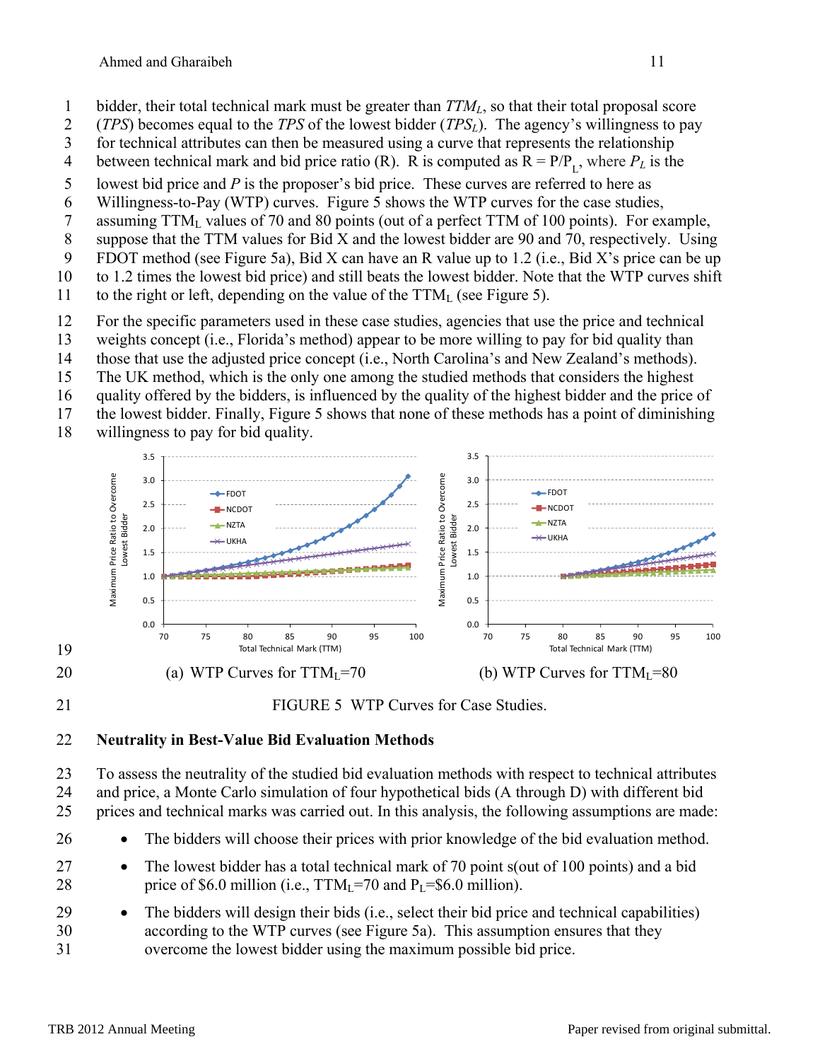bidder, their total technical mark must be greater than $TTM_L$, so that their total proposal score (*TPS*) becomes equal to the *TPS* of the lowest bidder ($TPS_L$). The agency's willingness to pay for technical attributes can then be measured using a curve that represents the relationship between technical mark and bid price ratio (R). R is computed as $R = P/P_L$, where $P_L$ is the lowest bid price and *P* is the proposer's bid price. These curves are referred to here as Willingness-to-Pay (WTP) curves. Figure 5 shows the WTP curves for the case studies, assuming $TTM_L$ values of 70 and 80 points (out of a perfect TTM of 100 points). For example, suppose that the TTM values for Bid X and the lowest bidder are 90 and 70, respectively. Using FDOT method (see Figure 5a), Bid X can have an R value up to 1.2 (i.e., Bid X's price can be up to 1.2 times the lowest bid price) and still beats the lowest bidder. Note that the WTP curves shift to the right or left, depending on the value of the $TTM_L$ (see Figure 5).

For the specific parameters used in these case studies, agencies that use the price and technical weights concept (i.e., Florida's method) appear to be more willing to pay for bid quality than those that use the adjusted price concept (i.e., North Carolina's and New Zealand's methods). The UK method, which is the only one among the studied methods that considers the highest quality offered by the bidders, is influenced by the quality of the highest bidder and the price of the lowest bidder. Finally, Figure 5 shows that none of these methods has a point of diminishing willingness to pay for bid quality.

(a) WTP Curves for $TTM_L$=70 (b) WTP Curves for $TTM_L$=80

FIGURE 5 WTP Curves for Case Studies.

## Neutrality in Best-Value Bid Evaluation Methods

To assess the neutrality of the studied bid evaluation methods with respect to technical attributes and price, a Monte Carlo simulation of four hypothetical bids (A through D) with different bid prices and technical marks was carried out. In this analysis, the following assumptions are made:

- The bidders will choose their prices with prior knowledge of the bid evaluation method.
- The lowest bidder has a total technical mark of 70 point s(out of 100 points) and a bid price of $6.0 million (i.e., $TTM_L$=70 and $P_L$=$6.0 million).
- The bidders will design their bids (i.e., select their bid price and technical capabilities) according to the WTP curves (see Figure 5a). This assumption ensures that they overcome the lowest bidder using the maximum possible bid price.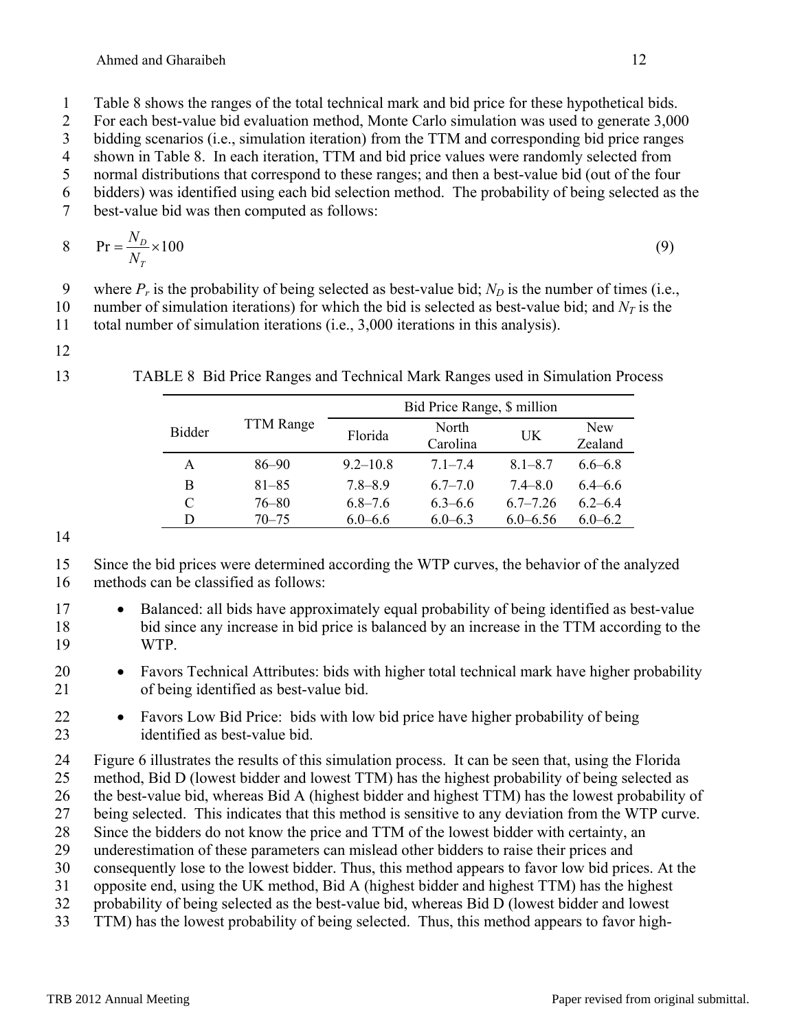Table 8 shows the ranges of the total technical mark and bid price for these hypothetical bids. For each best-value bid evaluation method, Monte Carlo simulation was used to generate 3,000 bidding scenarios (i.e., simulation iteration) from the TTM and corresponding bid price ranges shown in Table 8. In each iteration, TTM and bid price values were randomly selected from normal distributions that correspond to these ranges; and then a best-value bid (out of the four bidders) was identified using each bid selection method. The probability of being selected as the best-value bid was then computed as follows:

$$\text{Pr} = \frac{N_D}{N_T} \times 100 \tag{9}$$

where $P_r$ is the probability of being selected as best-value bid; $N_D$ is the number of times (i.e., number of simulation iterations) for which the bid is selected as best-value bid; and $N_T$ is the total number of simulation iterations (i.e., 3,000 iterations in this analysis).

TABLE 8 Bid Price Ranges and Technical Mark Ranges used in Simulation Process

| Bidder | TTM Range | Bid Price Range, $ million | | | |
|---|---|---|---|---|---|
| | | Florida | North Carolina | UK | New Zealand |
| A | 86–90 | 9.2–10.8 | 7.1–7.4 | 8.1–8.7 | 6.6–6.8 |
| B | 81–85 | 7.8–8.9 | 6.7–7.0 | 7.4–8.0 | 6.4–6.6 |
| C | 76–80 | 6.8–7.6 | 6.3–6.6 | 6.7–7.26 | 6.2–6.4 |
| D | 70–75 | 6.0–6.6 | 6.0–6.3 | 6.0–6.56 | 6.0–6.2 |

Since the bid prices were determined according the WTP curves, the behavior of the analyzed methods can be classified as follows:

- Balanced: all bids have approximately equal probability of being identified as best-value bid since any increase in bid price is balanced by an increase in the TTM according to the WTP.
- Favors Technical Attributes: bids with higher total technical mark have higher probability of being identified as best-value bid.
- Favors Low Bid Price: bids with low bid price have higher probability of being identified as best-value bid.

Figure 6 illustrates the results of this simulation process. It can be seen that, using the Florida method, Bid D (lowest bidder and lowest TTM) has the highest probability of being selected as the best-value bid, whereas Bid A (highest bidder and highest TTM) has the lowest probability of being selected. This indicates that this method is sensitive to any deviation from the WTP curve. Since the bidders do not know the price and TTM of the lowest bidder with certainty, an underestimation of these parameters can mislead other bidders to raise their prices and consequently lose to the lowest bidder. Thus, this method appears to favor low bid prices. At the opposite end, using the UK method, Bid A (highest bidder and highest TTM) has the highest probability of being selected as the best-value bid, whereas Bid D (lowest bidder and lowest TTM) has the lowest probability of being selected. Thus, this method appears to favor high-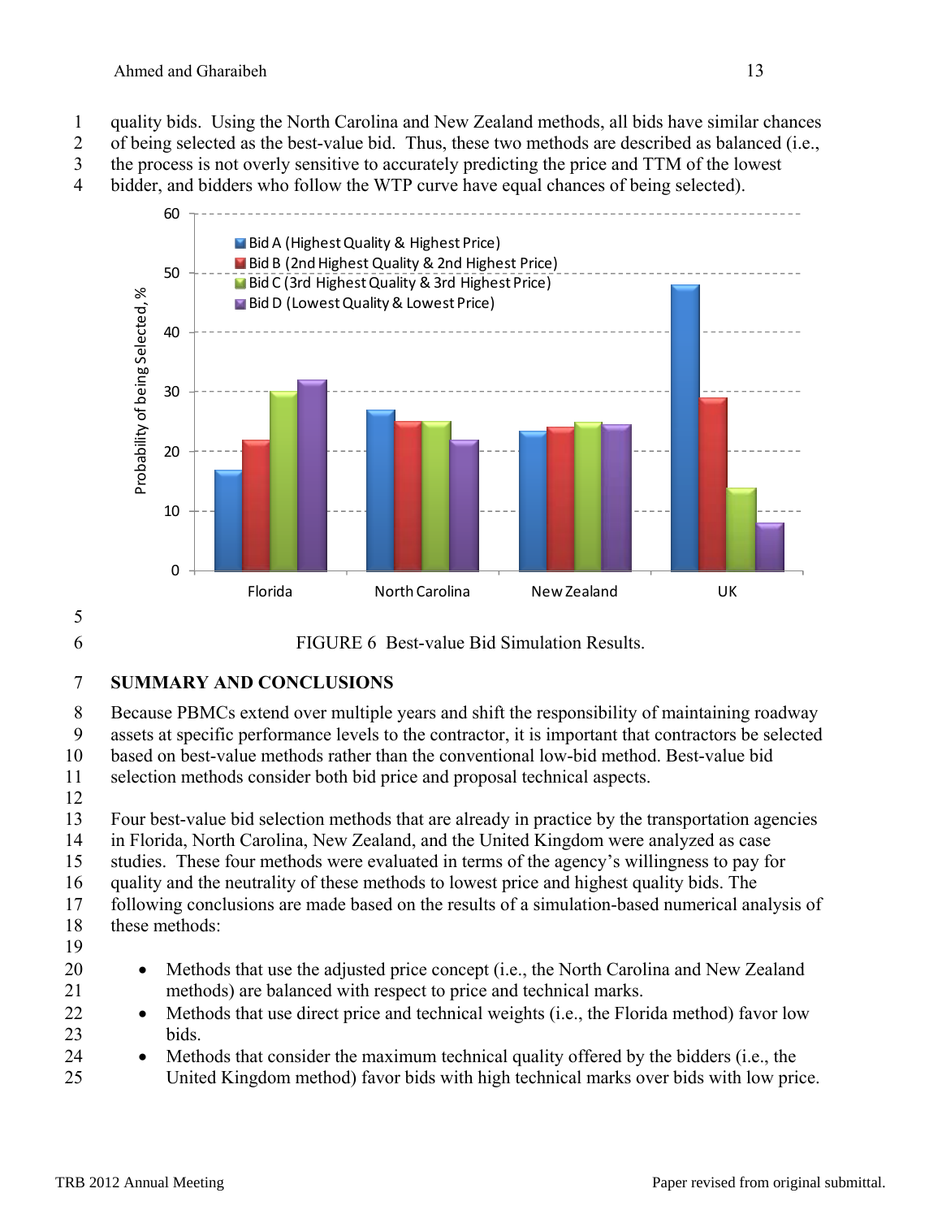quality bids. Using the North Carolina and New Zealand methods, all bids have similar chances of being selected as the best-value bid. Thus, these two methods are described as balanced (i.e., the process is not overly sensitive to accurately predicting the price and TTM of the lowest bidder, and bidders who follow the WTP curve have equal chances of being selected).

FIGURE 6 Best-value Bid Simulation Results.

## SUMMARY AND CONCLUSIONS

Because PBMCs extend over multiple years and shift the responsibility of maintaining roadway assets at specific performance levels to the contractor, it is important that contractors be selected based on best-value methods rather than the conventional low-bid method. Best-value bid selection methods consider both bid price and proposal technical aspects.

Four best-value bid selection methods that are already in practice by the transportation agencies in Florida, North Carolina, New Zealand, and the United Kingdom were analyzed as case studies. These four methods were evaluated in terms of the agency's willingness to pay for quality and the neutrality of these methods to lowest price and highest quality bids. The following conclusions are made based on the results of a simulation-based numerical analysis of these methods:

- Methods that use the adjusted price concept (i.e., the North Carolina and New Zealand methods) are balanced with respect to price and technical marks.
- Methods that use direct price and technical weights (i.e., the Florida method) favor low bids.
- Methods that consider the maximum technical quality offered by the bidders (i.e., the United Kingdom method) favor bids with high technical marks over bids with low price.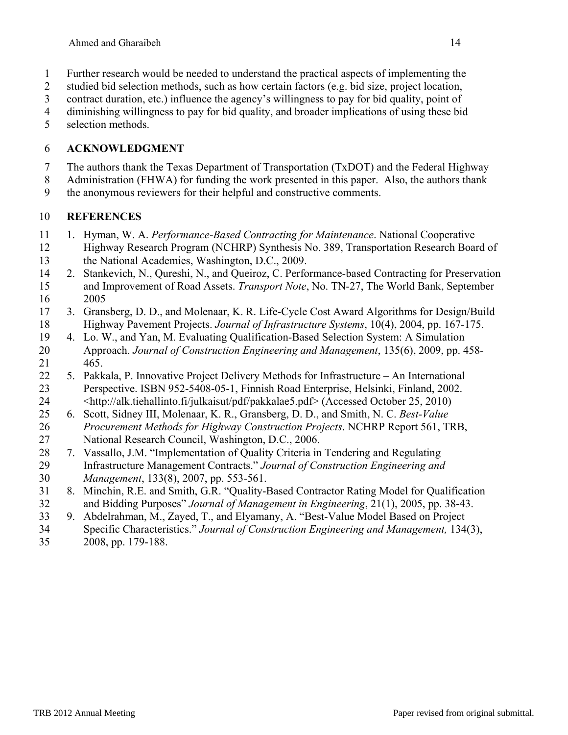Further research would be needed to understand the practical aspects of implementing the studied bid selection methods, such as how certain factors (e.g. bid size, project location, contract duration, etc.) influence the agency's willingness to pay for bid quality, point of diminishing willingness to pay for bid quality, and broader implications of using these bid selection methods.

## ACKNOWLEDGMENT

The authors thank the Texas Department of Transportation (TxDOT) and the Federal Highway Administration (FHWA) for funding the work presented in this paper. Also, the authors thank the anonymous reviewers for their helpful and constructive comments.

## REFERENCES

1. Hyman, W. A. *Performance-Based Contracting for Maintenance*. National Cooperative Highway Research Program (NCHRP) Synthesis No. 389, Transportation Research Board of the National Academies, Washington, D.C., 2009.
2. Stankevich, N., Qureshi, N., and Queiroz, C. Performance-based Contracting for Preservation and Improvement of Road Assets. *Transport Note*, No. TN-27, The World Bank, September 2005
3. Gransberg, D. D., and Molenaar, K. R. Life-Cycle Cost Award Algorithms for Design/Build Highway Pavement Projects. *Journal of Infrastructure Systems*, 10(4), 2004, pp. 167-175.
4. Lo. W., and Yan, M. Evaluating Qualification-Based Selection System: A Simulation Approach. *Journal of Construction Engineering and Management*, 135(6), 2009, pp. 458-465.
5. Pakkala, P. Innovative Project Delivery Methods for Infrastructure – An International Perspective. ISBN 952-5408-05-1, Finnish Road Enterprise, Helsinki, Finland, 2002. <http://alk.tiehallinto.fi/julkaisut/pdf/pakkalae5.pdf> (Accessed October 25, 2010)
6. Scott, Sidney III, Molenaar, K. R., Gransberg, D. D., and Smith, N. C. *Best-Value Procurement Methods for Highway Construction Projects*. NCHRP Report 561, TRB, National Research Council, Washington, D.C., 2006.
7. Vassallo, J.M. "Implementation of Quality Criteria in Tendering and Regulating Infrastructure Management Contracts." *Journal of Construction Engineering and Management*, 133(8), 2007, pp. 553-561.
8. Minchin, R.E. and Smith, G.R. "Quality-Based Contractor Rating Model for Qualification and Bidding Purposes" *Journal of Management in Engineering*, 21(1), 2005, pp. 38-43.
9. Abdelrahman, M., Zayed, T., and Elyamany, A. "Best-Value Model Based on Project Specific Characteristics." *Journal of Construction Engineering and Management,* 134(3), 2008, pp. 179-188.